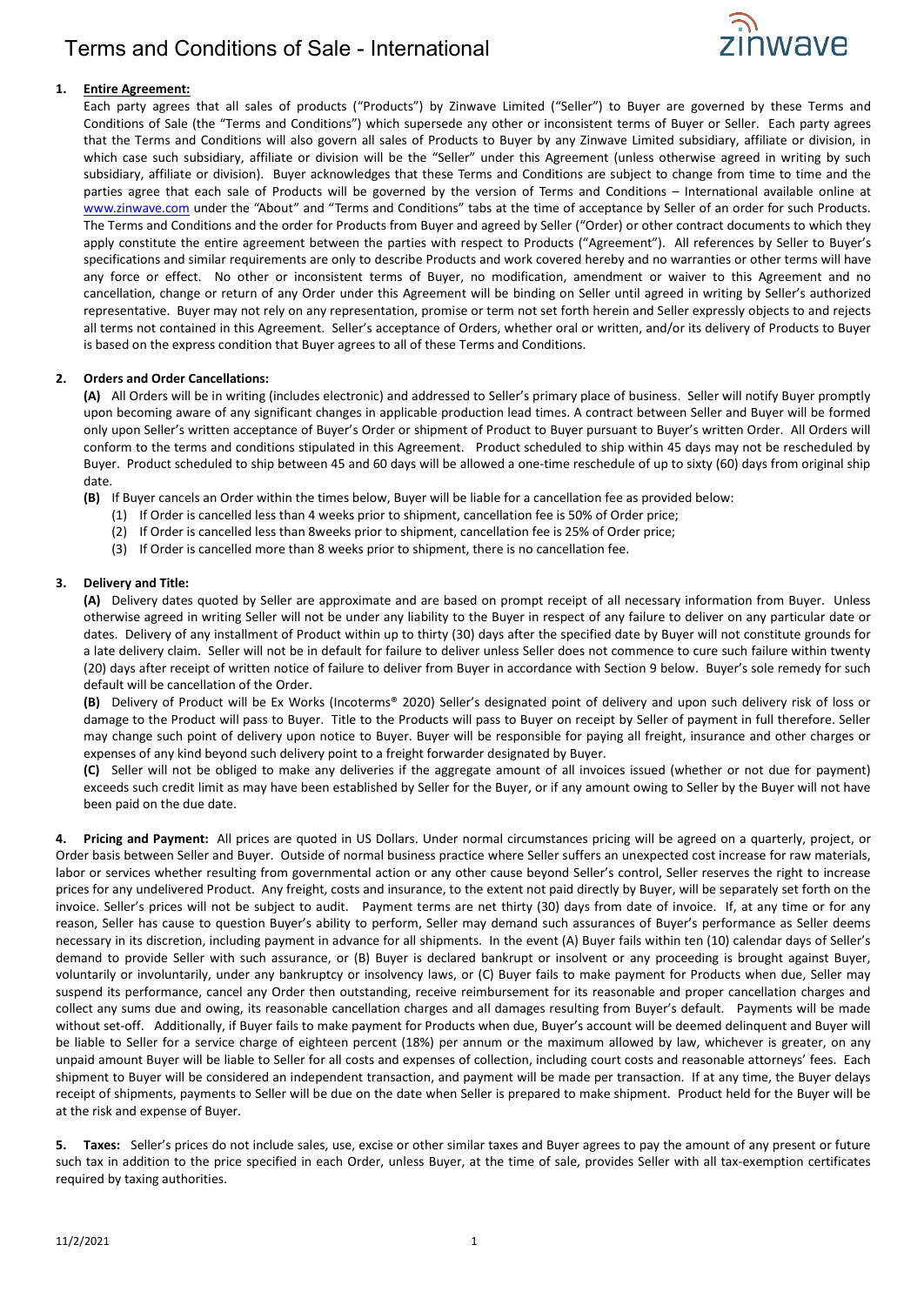# Terms and Conditions of Sale - International

zinwave

**1. Entire Agreement:**

Each party agrees that all sales of products ("Products") by Zinwave Limited ("Seller") to Buyer are governed by these Terms and Conditions of Sale (the "Terms and Conditions") which supersede any other or inconsistent terms of Buyer or Seller. Each party agrees that the Terms and Conditions will also govern all sales of Products to Buyer by any Zinwave Limited subsidiary, affiliate or division, in which case such subsidiary, affiliate or division will be the "Seller" under this Agreement (unless otherwise agreed in writing by such subsidiary, affiliate or division). Buyer acknowledges that these Terms and Conditions are subject to change from time to time and the parties agree that each sale of Products will be governed by the version of Terms and Conditions – International available online at www.zinwave.com under the "About" and "Terms and Conditions" tabs at the time of acceptance by Seller of an order for such Products. The Terms and Conditions and the order for Products from Buyer and agreed by Seller ("Order) or other contract documents to which they apply constitute the entire agreement between the parties with respect to Products ("Agreement"). All references by Seller to Buyer's specifications and similar requirements are only to describe Products and work covered hereby and no warranties or other terms will have any force or effect. No other or inconsistent terms of Buyer, no modification, amendment or waiver to this Agreement and no cancellation, change or return of any Order under this Agreement will be binding on Seller until agreed in writing by Seller's authorized representative. Buyer may not rely on any representation, promise or term not set forth herein and Seller expressly objects to and rejects all terms not contained in this Agreement. Seller's acceptance of Orders, whether oral or written, and/or its delivery of Products to Buyer is based on the express condition that Buyer agrees to all of these Terms and Conditions.

**2. Orders and Order Cancellations:**

**(A)** All Orders will be in writing (includes electronic) and addressed to Seller's primary place of business. Seller will notify Buyer promptly upon becoming aware of any significant changes in applicable production lead times. A contract between Seller and Buyer will be formed only upon Seller's written acceptance of Buyer's Order or shipment of Product to Buyer pursuant to Buyer's written Order. All Orders will conform to the terms and conditions stipulated in this Agreement. Product scheduled to ship within 45 days may not be rescheduled by Buyer. Product scheduled to ship between 45 and 60 days will be allowed a one-time reschedule of up to sixty (60) days from original ship date.

**(B)** If Buyer cancels an Order within the times below, Buyer will be liable for a cancellation fee as provided below:

1. If Order is cancelled less than 4 weeks prior to shipment, cancellation fee is 50% of Order price;
2. If Order is cancelled less than 8weeks prior to shipment, cancellation fee is 25% of Order price;
3. If Order is cancelled more than 8 weeks prior to shipment, there is no cancellation fee.

**3. Delivery and Title:**

**(A)** Delivery dates quoted by Seller are approximate and are based on prompt receipt of all necessary information from Buyer. Unless otherwise agreed in writing Seller will not be under any liability to the Buyer in respect of any failure to deliver on any particular date or dates. Delivery of any installment of Product within up to thirty (30) days after the specified date by Buyer will not constitute grounds for a late delivery claim. Seller will not be in default for failure to deliver unless Seller does not commence to cure such failure within twenty (20) days after receipt of written notice of failure to deliver from Buyer in accordance with Section 9 below. Buyer's sole remedy for such default will be cancellation of the Order.

**(B)** Delivery of Product will be Ex Works (Incoterms® 2020) Seller's designated point of delivery and upon such delivery risk of loss or damage to the Product will pass to Buyer. Title to the Products will pass to Buyer on receipt by Seller of payment in full therefore. Seller may change such point of delivery upon notice to Buyer. Buyer will be responsible for paying all freight, insurance and other charges or expenses of any kind beyond such delivery point to a freight forwarder designated by Buyer.

**(C)** Seller will not be obliged to make any deliveries if the aggregate amount of all invoices issued (whether or not due for payment) exceeds such credit limit as may have been established by Seller for the Buyer, or if any amount owing to Seller by the Buyer will not have been paid on the due date.

**4. Pricing and Payment:** All prices are quoted in US Dollars. Under normal circumstances pricing will be agreed on a quarterly, project, or Order basis between Seller and Buyer. Outside of normal business practice where Seller suffers an unexpected cost increase for raw materials, labor or services whether resulting from governmental action or any other cause beyond Seller's control, Seller reserves the right to increase prices for any undelivered Product. Any freight, costs and insurance, to the extent not paid directly by Buyer, will be separately set forth on the invoice. Seller's prices will not be subject to audit. Payment terms are net thirty (30) days from date of invoice. If, at any time or for any reason, Seller has cause to question Buyer's ability to perform, Seller may demand such assurances of Buyer's performance as Seller deems necessary in its discretion, including payment in advance for all shipments. In the event (A) Buyer fails within ten (10) calendar days of Seller's demand to provide Seller with such assurance, or (B) Buyer is declared bankrupt or insolvent or any proceeding is brought against Buyer, voluntarily or involuntarily, under any bankruptcy or insolvency laws, or (C) Buyer fails to make payment for Products when due, Seller may suspend its performance, cancel any Order then outstanding, receive reimbursement for its reasonable and proper cancellation charges and collect any sums due and owing, its reasonable cancellation charges and all damages resulting from Buyer's default. Payments will be made without set-off. Additionally, if Buyer fails to make payment for Products when due, Buyer's account will be deemed delinquent and Buyer will be liable to Seller for a service charge of eighteen percent (18%) per annum or the maximum allowed by law, whichever is greater, on any unpaid amount Buyer will be liable to Seller for all costs and expenses of collection, including court costs and reasonable attorneys' fees. Each shipment to Buyer will be considered an independent transaction, and payment will be made per transaction. If at any time, the Buyer delays receipt of shipments, payments to Seller will be due on the date when Seller is prepared to make shipment. Product held for the Buyer will be at the risk and expense of Buyer.

**5. Taxes:** Seller's prices do not include sales, use, excise or other similar taxes and Buyer agrees to pay the amount of any present or future such tax in addition to the price specified in each Order, unless Buyer, at the time of sale, provides Seller with all tax-exemption certificates required by taxing authorities.

11/2/2021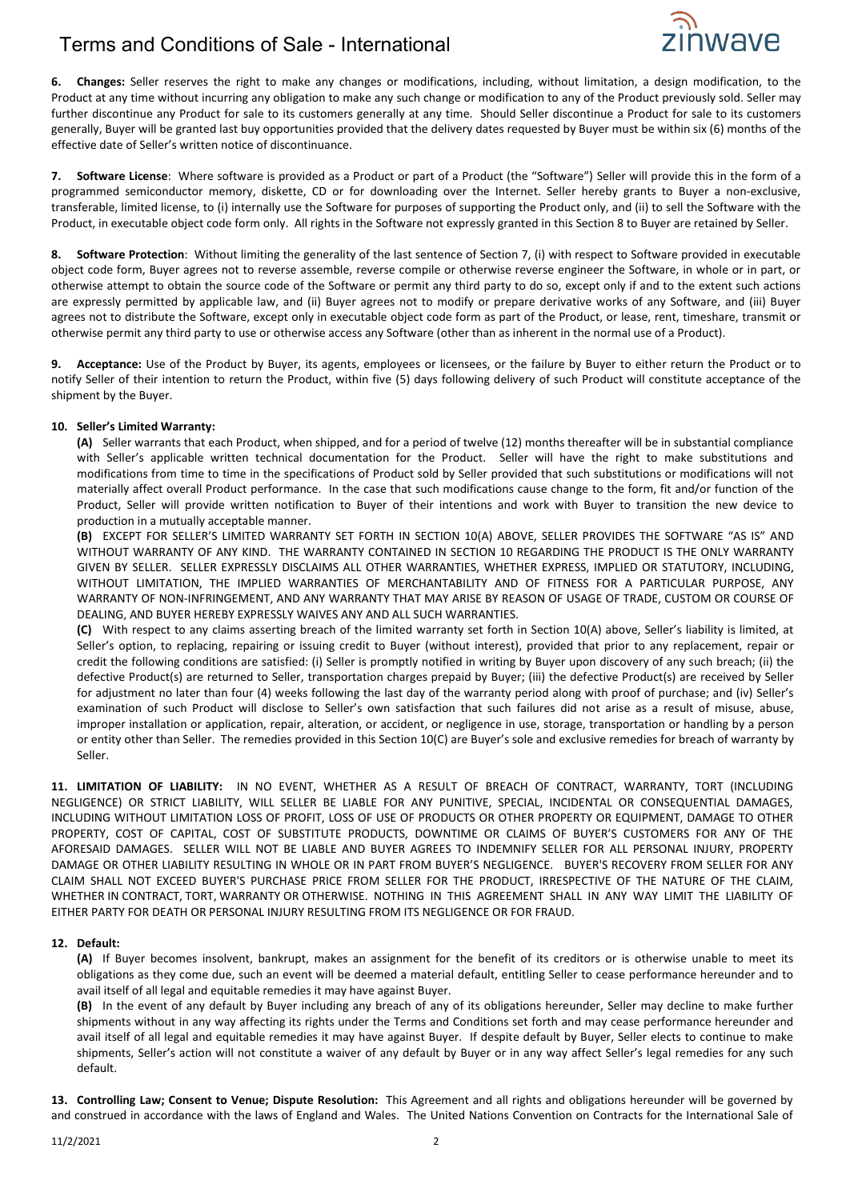**6. Changes:** Seller reserves the right to make any changes or modifications, including, without limitation, a design modification, to the Product at any time without incurring any obligation to make any such change or modification to any of the Product previously sold. Seller may further discontinue any Product for sale to its customers generally at any time. Should Seller discontinue a Product for sale to its customers generally, Buyer will be granted last buy opportunities provided that the delivery dates requested by Buyer must be within six (6) months of the effective date of Seller's written notice of discontinuance.

**7. Software License**: Where software is provided as a Product or part of a Product (the "Software") Seller will provide this in the form of a programmed semiconductor memory, diskette, CD or for downloading over the Internet. Seller hereby grants to Buyer a non-exclusive, transferable, limited license, to (i) internally use the Software for purposes of supporting the Product only, and (ii) to sell the Software with the Product, in executable object code form only. All rights in the Software not expressly granted in this Section 8 to Buyer are retained by Seller.

**8. Software Protection**: Without limiting the generality of the last sentence of Section 7, (i) with respect to Software provided in executable object code form, Buyer agrees not to reverse assemble, reverse compile or otherwise reverse engineer the Software, in whole or in part, or otherwise attempt to obtain the source code of the Software or permit any third party to do so, except only if and to the extent such actions are expressly permitted by applicable law, and (ii) Buyer agrees not to modify or prepare derivative works of any Software, and (iii) Buyer agrees not to distribute the Software, except only in executable object code form as part of the Product, or lease, rent, timeshare, transmit or otherwise permit any third party to use or otherwise access any Software (other than as inherent in the normal use of a Product).

**9. Acceptance:** Use of the Product by Buyer, its agents, employees or licensees, or the failure by Buyer to either return the Product or to notify Seller of their intention to return the Product, within five (5) days following delivery of such Product will constitute acceptance of the shipment by the Buyer.

**10. Seller's Limited Warranty:**

**(A)** Seller warrants that each Product, when shipped, and for a period of twelve (12) months thereafter will be in substantial compliance with Seller's applicable written technical documentation for the Product. Seller will have the right to make substitutions and modifications from time to time in the specifications of Product sold by Seller provided that such substitutions or modifications will not materially affect overall Product performance. In the case that such modifications cause change to the form, fit and/or function of the Product, Seller will provide written notification to Buyer of their intentions and work with Buyer to transition the new device to production in a mutually acceptable manner.

**(B)** EXCEPT FOR SELLER'S LIMITED WARRANTY SET FORTH IN SECTION 10(A) ABOVE, SELLER PROVIDES THE SOFTWARE "AS IS" AND WITHOUT WARRANTY OF ANY KIND. THE WARRANTY CONTAINED IN SECTION 10 REGARDING THE PRODUCT IS THE ONLY WARRANTY GIVEN BY SELLER. SELLER EXPRESSLY DISCLAIMS ALL OTHER WARRANTIES, WHETHER EXPRESS, IMPLIED OR STATUTORY, INCLUDING, WITHOUT LIMITATION, THE IMPLIED WARRANTIES OF MERCHANTABILITY AND OF FITNESS FOR A PARTICULAR PURPOSE, ANY WARRANTY OF NON-INFRINGEMENT, AND ANY WARRANTY THAT MAY ARISE BY REASON OF USAGE OF TRADE, CUSTOM OR COURSE OF DEALING, AND BUYER HEREBY EXPRESSLY WAIVES ANY AND ALL SUCH WARRANTIES.

**(C)** With respect to any claims asserting breach of the limited warranty set forth in Section 10(A) above, Seller's liability is limited, at Seller's option, to replacing, repairing or issuing credit to Buyer (without interest), provided that prior to any replacement, repair or credit the following conditions are satisfied: (i) Seller is promptly notified in writing by Buyer upon discovery of any such breach; (ii) the defective Product(s) are returned to Seller, transportation charges prepaid by Buyer; (iii) the defective Product(s) are received by Seller for adjustment no later than four (4) weeks following the last day of the warranty period along with proof of purchase; and (iv) Seller's examination of such Product will disclose to Seller's own satisfaction that such failures did not arise as a result of misuse, abuse, improper installation or application, repair, alteration, or accident, or negligence in use, storage, transportation or handling by a person or entity other than Seller. The remedies provided in this Section 10(C) are Buyer's sole and exclusive remedies for breach of warranty by Seller.

**11. LIMITATION OF LIABILITY:** IN NO EVENT, WHETHER AS A RESULT OF BREACH OF CONTRACT, WARRANTY, TORT (INCLUDING NEGLIGENCE) OR STRICT LIABILITY, WILL SELLER BE LIABLE FOR ANY PUNITIVE, SPECIAL, INCIDENTAL OR CONSEQUENTIAL DAMAGES, INCLUDING WITHOUT LIMITATION LOSS OF PROFIT, LOSS OF USE OF PRODUCTS OR OTHER PROPERTY OR EQUIPMENT, DAMAGE TO OTHER PROPERTY, COST OF CAPITAL, COST OF SUBSTITUTE PRODUCTS, DOWNTIME OR CLAIMS OF BUYER'S CUSTOMERS FOR ANY OF THE AFORESAID DAMAGES. SELLER WILL NOT BE LIABLE AND BUYER AGREES TO INDEMNIFY SELLER FOR ALL PERSONAL INJURY, PROPERTY DAMAGE OR OTHER LIABILITY RESULTING IN WHOLE OR IN PART FROM BUYER'S NEGLIGENCE. BUYER'S RECOVERY FROM SELLER FOR ANY CLAIM SHALL NOT EXCEED BUYER'S PURCHASE PRICE FROM SELLER FOR THE PRODUCT, IRRESPECTIVE OF THE NATURE OF THE CLAIM, WHETHER IN CONTRACT, TORT, WARRANTY OR OTHERWISE. NOTHING IN THIS AGREEMENT SHALL IN ANY WAY LIMIT THE LIABILITY OF EITHER PARTY FOR DEATH OR PERSONAL INJURY RESULTING FROM ITS NEGLIGENCE OR FOR FRAUD.

**12. Default:**

**(A)** If Buyer becomes insolvent, bankrupt, makes an assignment for the benefit of its creditors or is otherwise unable to meet its obligations as they come due, such an event will be deemed a material default, entitling Seller to cease performance hereunder and to avail itself of all legal and equitable remedies it may have against Buyer.

**(B)** In the event of any default by Buyer including any breach of any of its obligations hereunder, Seller may decline to make further shipments without in any way affecting its rights under the Terms and Conditions set forth and may cease performance hereunder and avail itself of all legal and equitable remedies it may have against Buyer. If despite default by Buyer, Seller elects to continue to make shipments, Seller's action will not constitute a waiver of any default by Buyer or in any way affect Seller's legal remedies for any such default.

**13. Controlling Law; Consent to Venue; Dispute Resolution:** This Agreement and all rights and obligations hereunder will be governed by and construed in accordance with the laws of England and Wales. The United Nations Convention on Contracts for the International Sale of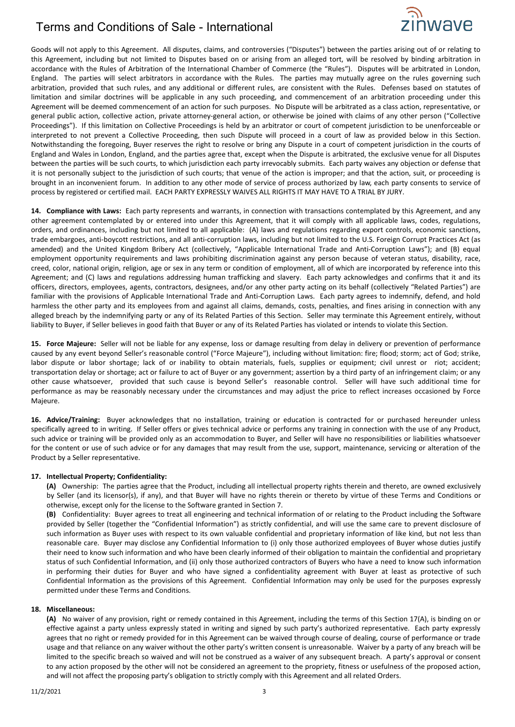Goods will not apply to this Agreement. All disputes, claims, and controversies ("Disputes") between the parties arising out of or relating to this Agreement, including but not limited to Disputes based on or arising from an alleged tort, will be resolved by binding arbitration in accordance with the Rules of Arbitration of the International Chamber of Commerce (the "Rules"). Disputes will be arbitrated in London, England. The parties will select arbitrators in accordance with the Rules. The parties may mutually agree on the rules governing such arbitration, provided that such rules, and any additional or different rules, are consistent with the Rules. Defenses based on statutes of limitation and similar doctrines will be applicable in any such proceeding, and commencement of an arbitration proceeding under this Agreement will be deemed commencement of an action for such purposes. No Dispute will be arbitrated as a class action, representative, or general public action, collective action, private attorney-general action, or otherwise be joined with claims of any other person ("Collective Proceedings"). If this limitation on Collective Proceedings is held by an arbitrator or court of competent jurisdiction to be unenforceable or interpreted to not prevent a Collective Proceeding, then such Dispute will proceed in a court of law as provided below in this Section. Notwithstanding the foregoing, Buyer reserves the right to resolve or bring any Dispute in a court of competent jurisdiction in the courts of England and Wales in London, England, and the parties agree that, except when the Dispute is arbitrated, the exclusive venue for all Disputes between the parties will be such courts, to which jurisdiction each party irrevocably submits. Each party waives any objection or defense that it is not personally subject to the jurisdiction of such courts; that venue of the action is improper; and that the action, suit, or proceeding is brought in an inconvenient forum. In addition to any other mode of service of process authorized by law, each party consents to service of process by registered or certified mail. EACH PARTY EXPRESSLY WAIVES ALL RIGHTS IT MAY HAVE TO A TRIAL BY JURY.

**14. Compliance with Laws:** Each party represents and warrants, in connection with transactions contemplated by this Agreement, and any other agreement contemplated by or entered into under this Agreement, that it will comply with all applicable laws, codes, regulations, orders, and ordinances, including but not limited to all applicable: (A) laws and regulations regarding export controls, economic sanctions, trade embargoes, anti-boycott restrictions, and all anti-corruption laws, including but not limited to the U.S. Foreign Corrupt Practices Act (as amended) and the United Kingdom Bribery Act (collectively, "Applicable International Trade and Anti-Corruption Laws"); and (B) equal employment opportunity requirements and laws prohibiting discrimination against any person because of veteran status, disability, race, creed, color, national origin, religion, age or sex in any term or condition of employment, all of which are incorporated by reference into this Agreement; and (C) laws and regulations addressing human trafficking and slavery. Each party acknowledges and confirms that it and its officers, directors, employees, agents, contractors, designees, and/or any other party acting on its behalf (collectively "Related Parties") are familiar with the provisions of Applicable International Trade and Anti-Corruption Laws. Each party agrees to indemnify, defend, and hold harmless the other party and its employees from and against all claims, demands, costs, penalties, and fines arising in connection with any alleged breach by the indemnifying party or any of its Related Parties of this Section. Seller may terminate this Agreement entirely, without liability to Buyer, if Seller believes in good faith that Buyer or any of its Related Parties has violated or intends to violate this Section.

**15. Force Majeure:** Seller will not be liable for any expense, loss or damage resulting from delay in delivery or prevention of performance caused by any event beyond Seller's reasonable control ("Force Majeure"), including without limitation: fire; flood; storm; act of God; strike, labor dispute or labor shortage; lack of or inability to obtain materials, fuels, supplies or equipment; civil unrest or riot; accident; transportation delay or shortage; act or failure to act of Buyer or any government; assertion by a third party of an infringement claim; or any other cause whatsoever, provided that such cause is beyond Seller's reasonable control. Seller will have such additional time for performance as may be reasonably necessary under the circumstances and may adjust the price to reflect increases occasioned by Force Majeure.

**16. Advice/Training:** Buyer acknowledges that no installation, training or education is contracted for or purchased hereunder unless specifically agreed to in writing. If Seller offers or gives technical advice or performs any training in connection with the use of any Product, such advice or training will be provided only as an accommodation to Buyer, and Seller will have no responsibilities or liabilities whatsoever for the content or use of such advice or for any damages that may result from the use, support, maintenance, servicing or alteration of the Product by a Seller representative.

**17. Intellectual Property; Confidentiality:**

**(A)** Ownership: The parties agree that the Product, including all intellectual property rights therein and thereto, are owned exclusively by Seller (and its licensor(s), if any), and that Buyer will have no rights therein or thereto by virtue of these Terms and Conditions or otherwise, except only for the license to the Software granted in Section 7.

**(B)** Confidentiality: Buyer agrees to treat all engineering and technical information of or relating to the Product including the Software provided by Seller (together the "Confidential Information") as strictly confidential, and will use the same care to prevent disclosure of such information as Buyer uses with respect to its own valuable confidential and proprietary information of like kind, but not less than reasonable care. Buyer may disclose any Confidential Information to (i) only those authorized employees of Buyer whose duties justify their need to know such information and who have been clearly informed of their obligation to maintain the confidential and proprietary status of such Confidential Information, and (ii) only those authorized contractors of Buyers who have a need to know such information in performing their duties for Buyer and who have signed a confidentiality agreement with Buyer at least as protective of such Confidential Information as the provisions of this Agreement. Confidential Information may only be used for the purposes expressly permitted under these Terms and Conditions.

**18. Miscellaneous:**

**(A)** No waiver of any provision, right or remedy contained in this Agreement, including the terms of this Section 17(A), is binding on or effective against a party unless expressly stated in writing and signed by such party's authorized representative. Each party expressly agrees that no right or remedy provided for in this Agreement can be waived through course of dealing, course of performance or trade usage and that reliance on any waiver without the other party's written consent is unreasonable. Waiver by a party of any breach will be limited to the specific breach so waived and will not be construed as a waiver of any subsequent breach. A party's approval or consent to any action proposed by the other will not be considered an agreement to the propriety, fitness or usefulness of the proposed action, and will not affect the proposing party's obligation to strictly comply with this Agreement and all related Orders.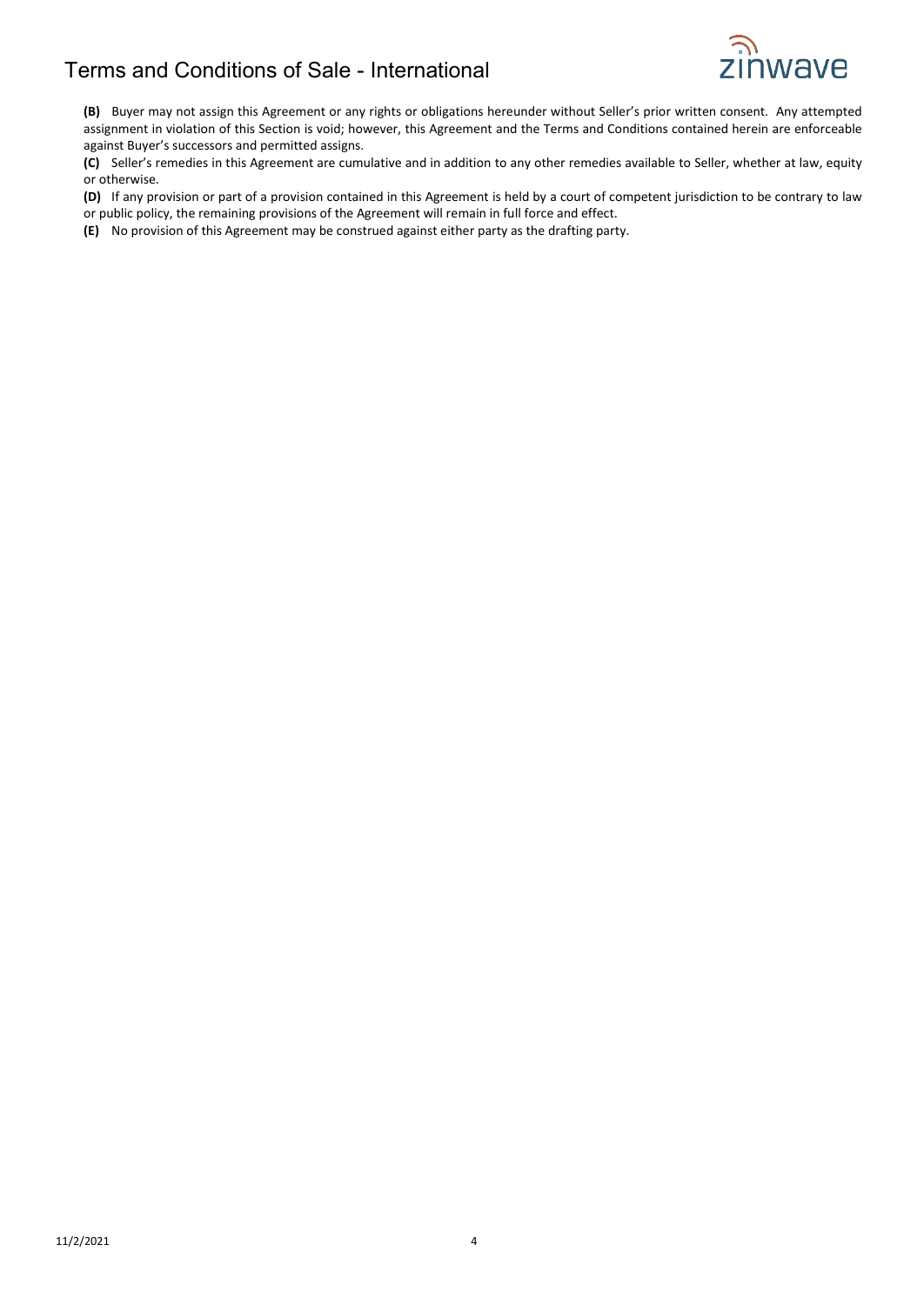**(B)** Buyer may not assign this Agreement or any rights or obligations hereunder without Seller's prior written consent. Any attempted assignment in violation of this Section is void; however, this Agreement and the Terms and Conditions contained herein are enforceable against Buyer's successors and permitted assigns.

**(C)** Seller's remedies in this Agreement are cumulative and in addition to any other remedies available to Seller, whether at law, equity or otherwise.

**(D)** If any provision or part of a provision contained in this Agreement is held by a court of competent jurisdiction to be contrary to law or public policy, the remaining provisions of the Agreement will remain in full force and effect.

**(E)** No provision of this Agreement may be construed against either party as the drafting party.